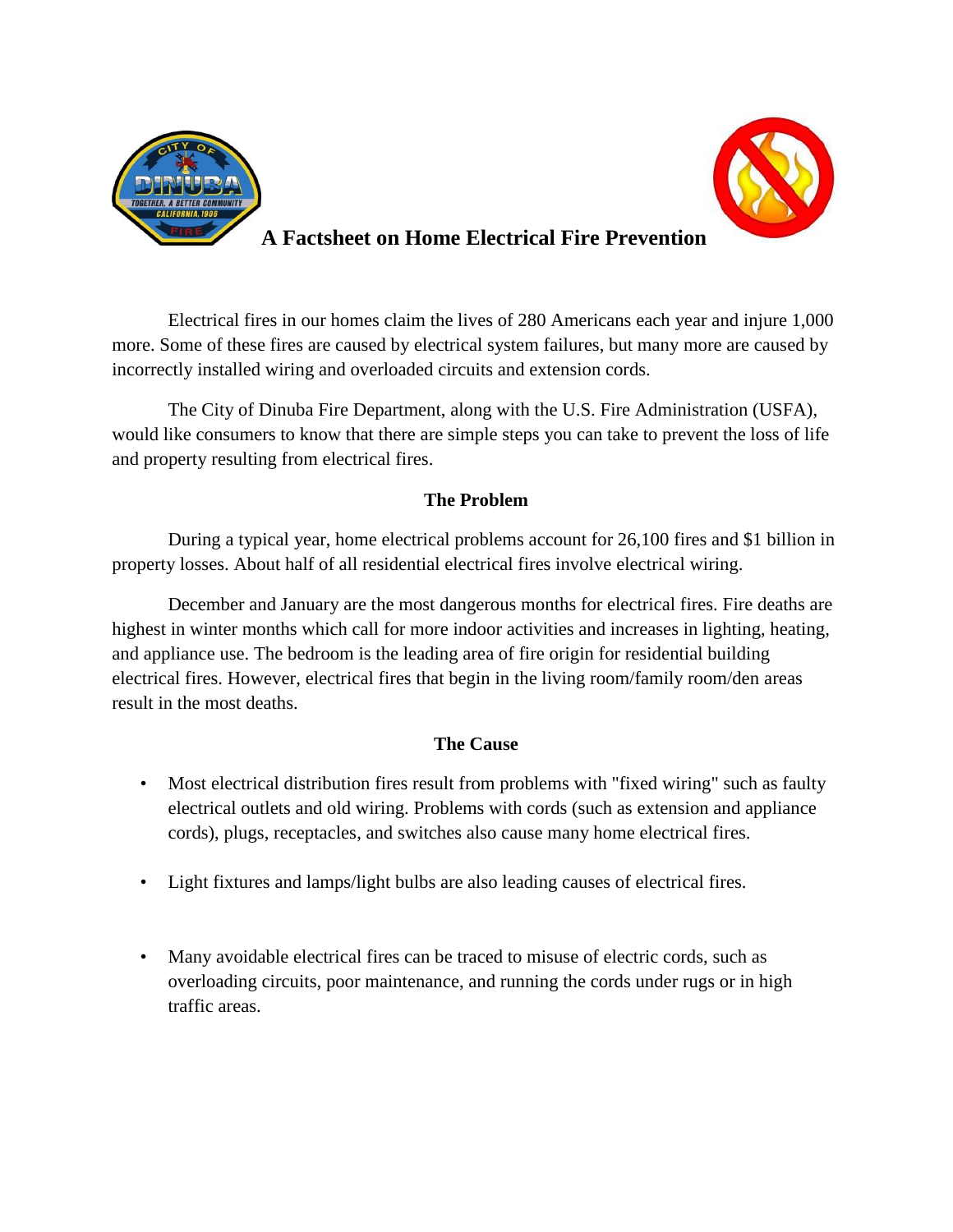# A Factsheet on Home Electrical Fire Prevention

Electrical fires in our homes claim the lives of 280 Americans each year and injure 1,000 more. Some of these fires are caused by electrical system failures, but many more are caused by incorrectly installed wiring and overloaded circuits and extension cords.

The City of Dinuba Fire Department, along with the U.S. Fire Administration (USFA), would like consumers to know that there are simple steps you can take to prevent the loss of life and property resulting from electrical fires.

## The Problem

During a typical year, home electrical problems account for 26,100 fires and $1 billion in property losses. About half of all residential electrical fires involve electrical wiring.

December and January are the most dangerous months for electrical fires. Fire deaths are highest in winter months which call for more indoor activities and increases in lighting, heating, and appliance use. The bedroom is the leading area of fire origin for residential building electrical fires. However, electrical fires that begin in the living room/family room/den areas result in the most deaths.

## The Cause

- Most electrical distribution fires result from problems with "fixed wiring" such as faulty electrical outlets and old wiring. Problems with cords (such as extension and appliance cords), plugs, receptacles, and switches also cause many home electrical fires.
- Light fixtures and lamps/light bulbs are also leading causes of electrical fires.
- Many avoidable electrical fires can be traced to misuse of electric cords, such as overloading circuits, poor maintenance, and running the cords under rugs or in high traffic areas.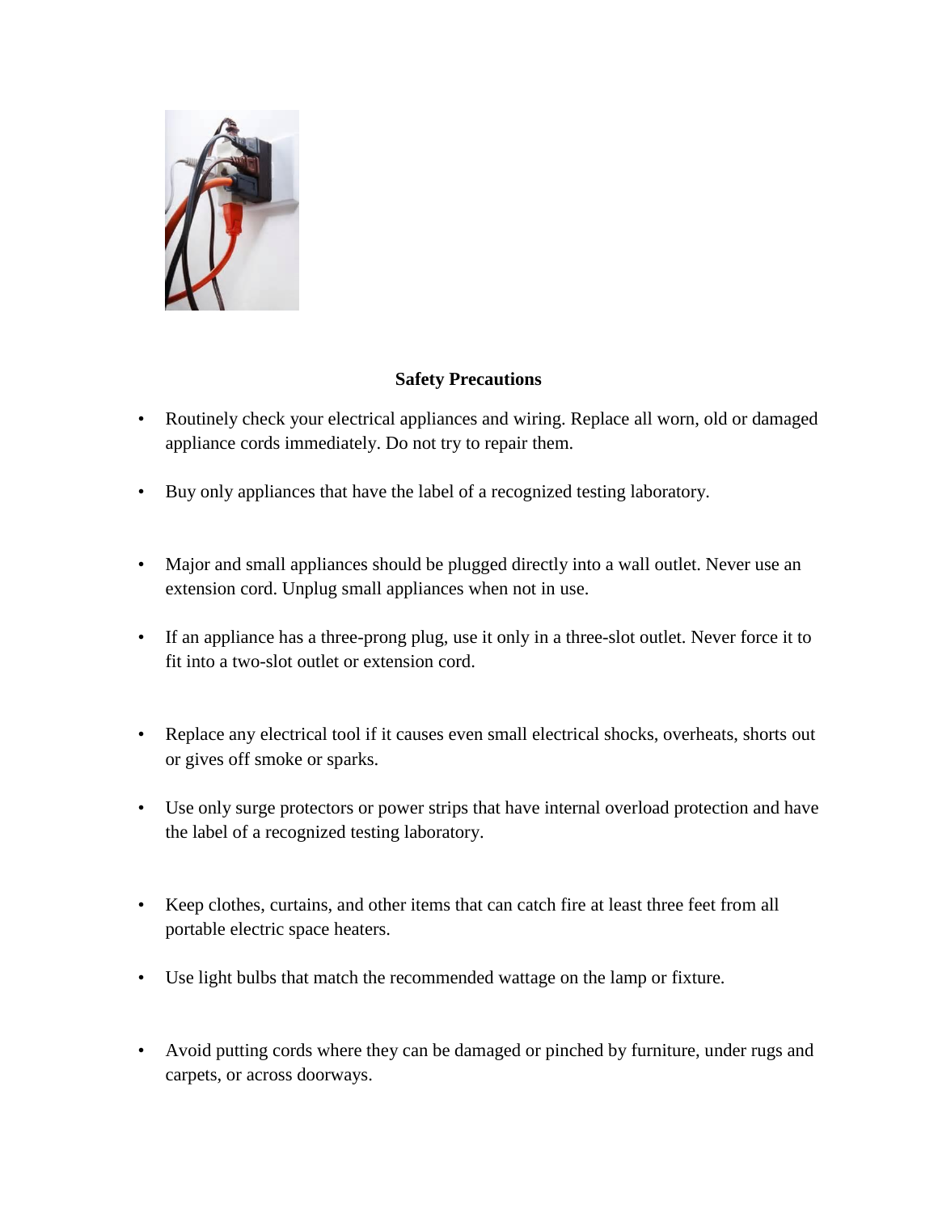## Safety Precautions

- Routinely check your electrical appliances and wiring. Replace all worn, old or damaged appliance cords immediately. Do not try to repair them.
- Buy only appliances that have the label of a recognized testing laboratory.
- Major and small appliances should be plugged directly into a wall outlet. Never use an extension cord. Unplug small appliances when not in use.
- If an appliance has a three-prong plug, use it only in a three-slot outlet. Never force it to fit into a two-slot outlet or extension cord.
- Replace any electrical tool if it causes even small electrical shocks, overheats, shorts out or gives off smoke or sparks.
- Use only surge protectors or power strips that have internal overload protection and have the label of a recognized testing laboratory.
- Keep clothes, curtains, and other items that can catch fire at least three feet from all portable electric space heaters.
- Use light bulbs that match the recommended wattage on the lamp or fixture.
- Avoid putting cords where they can be damaged or pinched by furniture, under rugs and carpets, or across doorways.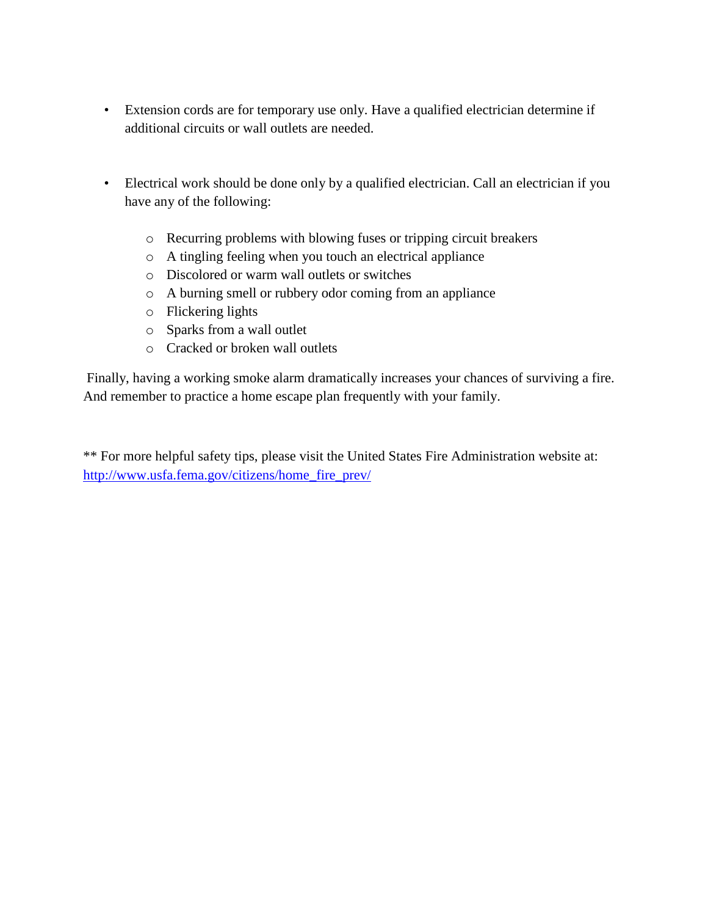- Extension cords are for temporary use only. Have a qualified electrician determine if additional circuits or wall outlets are needed.

- Electrical work should be done only by a qualified electrician. Call an electrician if you have any of the following:

  - Recurring problems with blowing fuses or tripping circuit breakers
  - A tingling feeling when you touch an electrical appliance
  - Discolored or warm wall outlets or switches
  - A burning smell or rubbery odor coming from an appliance
  - Flickering lights
  - Sparks from a wall outlet
  - Cracked or broken wall outlets

Finally, having a working smoke alarm dramatically increases your chances of surviving a fire. And remember to practice a home escape plan frequently with your family.

** For more helpful safety tips, please visit the United States Fire Administration website at: [http://www.usfa.fema.gov/citizens/home_fire_prev/](http://www.usfa.fema.gov/citizens/home_fire_prev/)